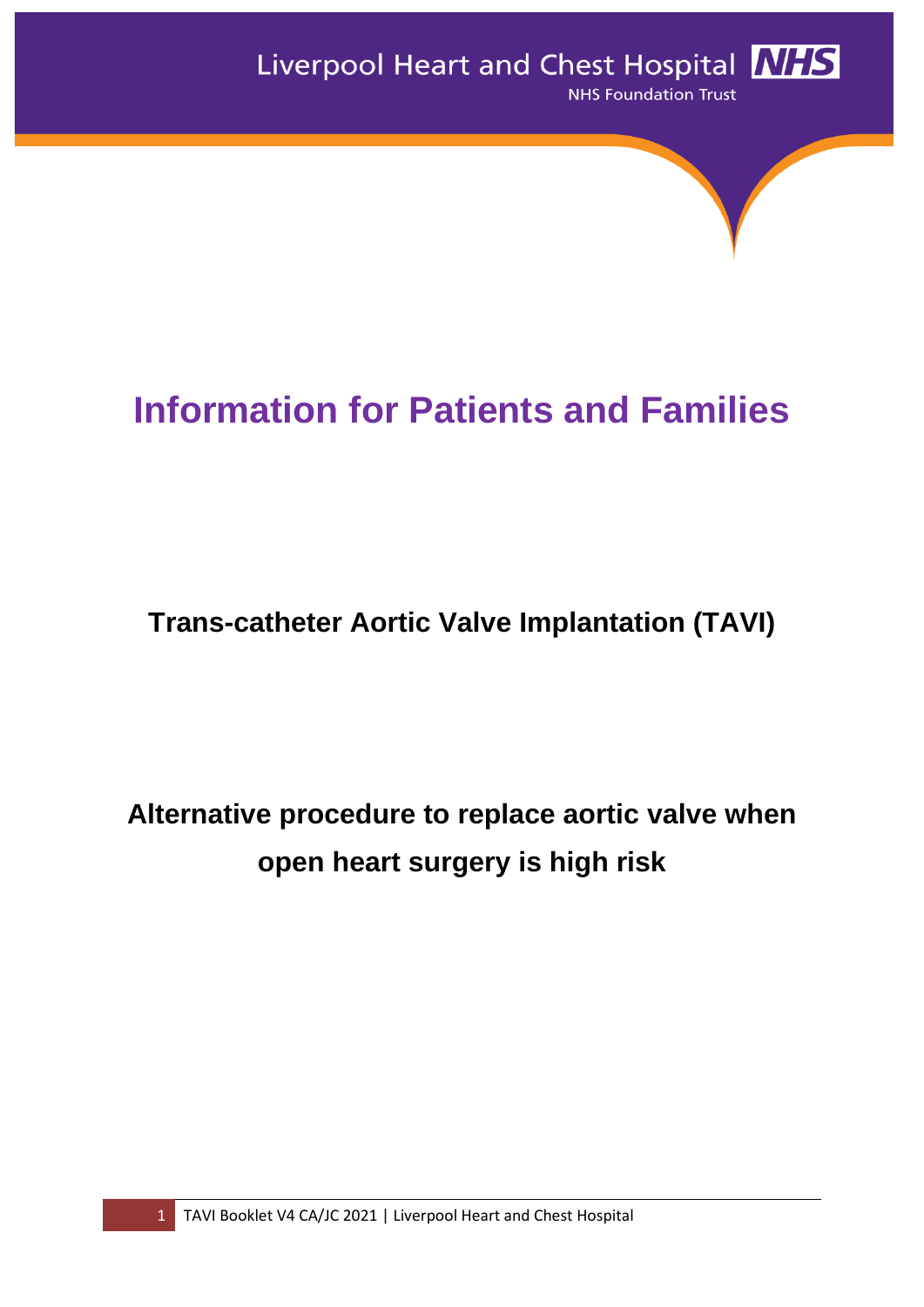Liverpool Heart and Chest Hospital NHS

NHS Foundation Trust

# Information for Patients and Families

## Trans-catheter Aortic Valve Implantation (TAVI)

## Alternative procedure to replace aortic valve when open heart surgery is high risk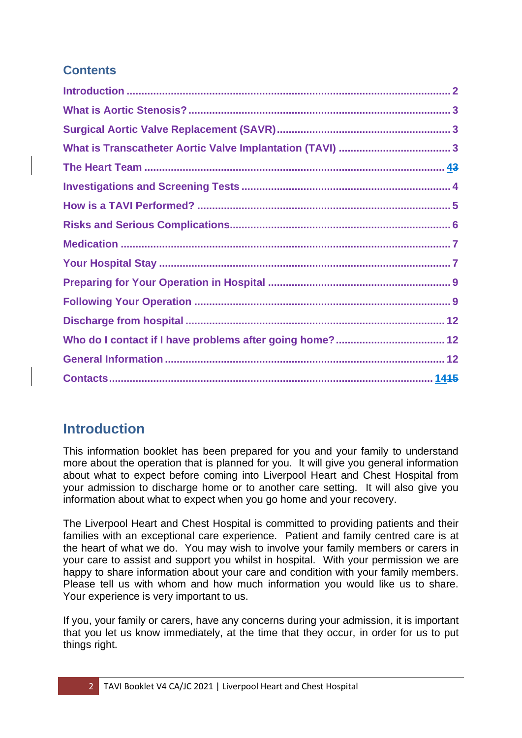## Contents

| | |
|---|---|
| Introduction | 2 |
| What is Aortic Stenosis? | 3 |
| Surgical Aortic Valve Replacement (SAVR) | 3 |
| What is Transcatheter Aortic Valve Implantation (TAVI) | 3 |
| The Heart Team | 4~~3~~ |
| Investigations and Screening Tests | 4 |
| How is a TAVI Performed? | 5 |
| Risks and Serious Complications | 6 |
| Medication | 7 |
| Your Hospital Stay | 7 |
| Preparing for Your Operation in Hospital | 9 |
| Following Your Operation | 9 |
| Discharge from hospital | 12 |
| Who do I contact if I have problems after going home? | 12 |
| General Information | 12 |
| Contacts | 14~~15~~ |

## Introduction

This information booklet has been prepared for you and your family to understand more about the operation that is planned for you. It will give you general information about what to expect before coming into Liverpool Heart and Chest Hospital from your admission to discharge home or to another care setting. It will also give you information about what to expect when you go home and your recovery.

The Liverpool Heart and Chest Hospital is committed to providing patients and their families with an exceptional care experience. Patient and family centred care is at the heart of what we do. You may wish to involve your family members or carers in your care to assist and support you whilst in hospital. With your permission we are happy to share information about your care and condition with your family members. Please tell us with whom and how much information you would like us to share. Your experience is very important to us.

If you, your family or carers, have any concerns during your admission, it is important that you let us know immediately, at the time that they occur, in order for us to put things right.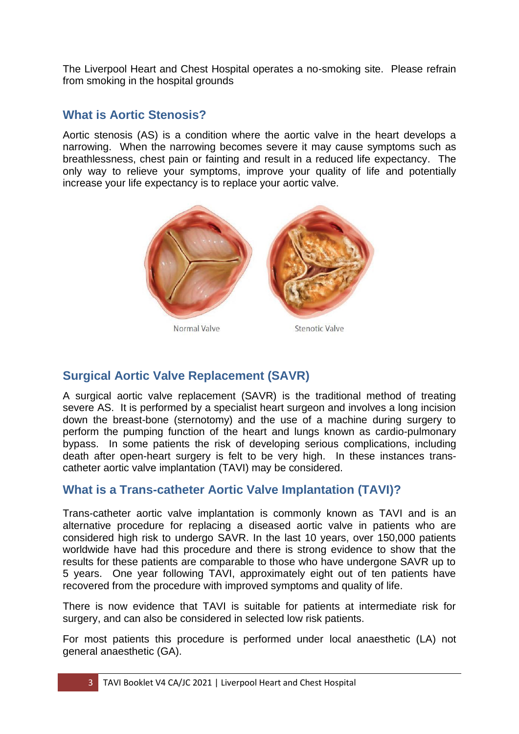The Liverpool Heart and Chest Hospital operates a no-smoking site. Please refrain from smoking in the hospital grounds

## What is Aortic Stenosis?

Aortic stenosis (AS) is a condition where the aortic valve in the heart develops a narrowing. When the narrowing becomes severe it may cause symptoms such as breathlessness, chest pain or fainting and result in a reduced life expectancy. The only way to relieve your symptoms, improve your quality of life and potentially increase your life expectancy is to replace your aortic valve.

Normal Valve

Stenotic Valve

## Surgical Aortic Valve Replacement (SAVR)

A surgical aortic valve replacement (SAVR) is the traditional method of treating severe AS. It is performed by a specialist heart surgeon and involves a long incision down the breast-bone (sternotomy) and the use of a machine during surgery to perform the pumping function of the heart and lungs known as cardio-pulmonary bypass. In some patients the risk of developing serious complications, including death after open-heart surgery is felt to be very high. In these instances trans-catheter aortic valve implantation (TAVI) may be considered.

## What is a Trans-catheter Aortic Valve Implantation (TAVI)?

Trans-catheter aortic valve implantation is commonly known as TAVI and is an alternative procedure for replacing a diseased aortic valve in patients who are considered high risk to undergo SAVR. In the last 10 years, over 150,000 patients worldwide have had this procedure and there is strong evidence to show that the results for these patients are comparable to those who have undergone SAVR up to 5 years. One year following TAVI, approximately eight out of ten patients have recovered from the procedure with improved symptoms and quality of life.

There is now evidence that TAVI is suitable for patients at intermediate risk for surgery, and can also be considered in selected low risk patients.

For most patients this procedure is performed under local anaesthetic (LA) not general anaesthetic (GA).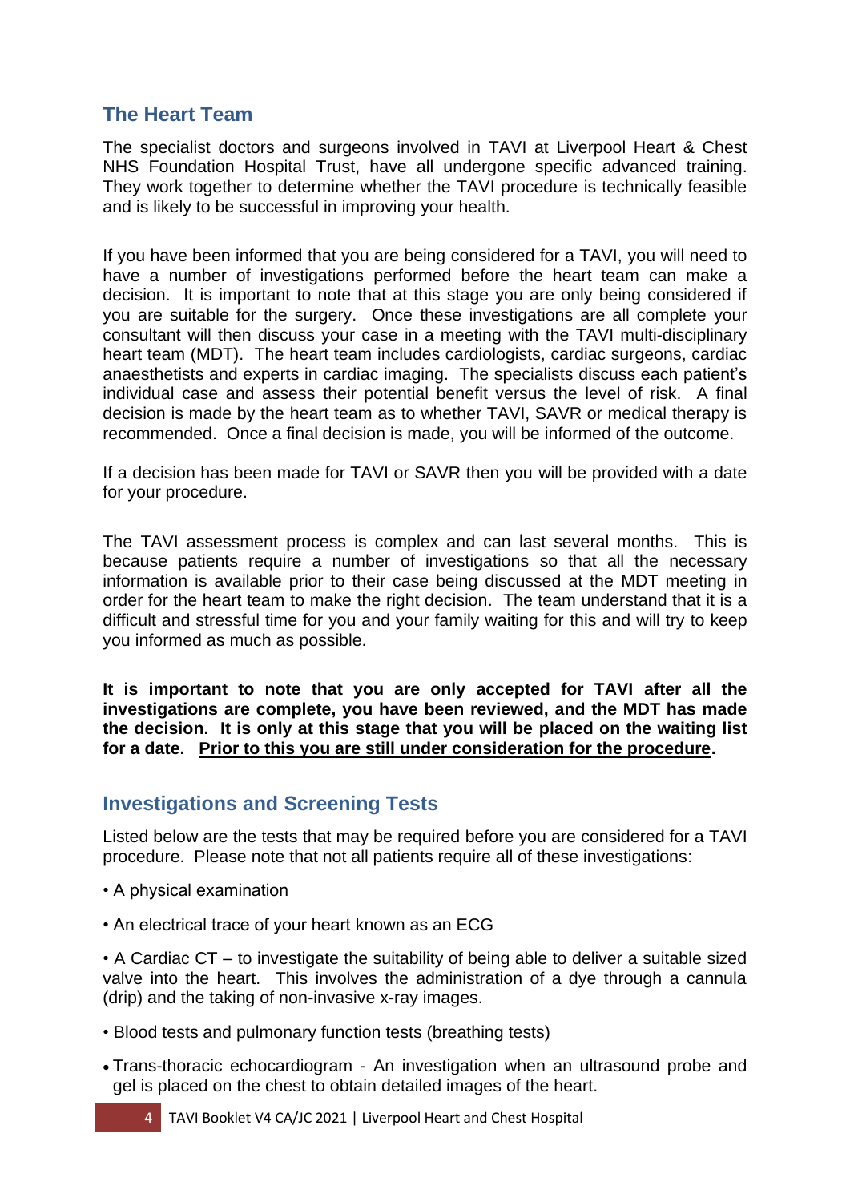## The Heart Team

The specialist doctors and surgeons involved in TAVI at Liverpool Heart & Chest NHS Foundation Hospital Trust, have all undergone specific advanced training. They work together to determine whether the TAVI procedure is technically feasible and is likely to be successful in improving your health.

If you have been informed that you are being considered for a TAVI, you will need to have a number of investigations performed before the heart team can make a decision. It is important to note that at this stage you are only being considered if you are suitable for the surgery. Once these investigations are all complete your consultant will then discuss your case in a meeting with the TAVI multi-disciplinary heart team (MDT). The heart team includes cardiologists, cardiac surgeons, cardiac anaesthetists and experts in cardiac imaging. The specialists discuss each patient's individual case and assess their potential benefit versus the level of risk. A final decision is made by the heart team as to whether TAVI, SAVR or medical therapy is recommended. Once a final decision is made, you will be informed of the outcome.

If a decision has been made for TAVI or SAVR then you will be provided with a date for your procedure.

The TAVI assessment process is complex and can last several months. This is because patients require a number of investigations so that all the necessary information is available prior to their case being discussed at the MDT meeting in order for the heart team to make the right decision. The team understand that it is a difficult and stressful time for you and your family waiting for this and will try to keep you informed as much as possible.

**It is important to note that you are only accepted for TAVI after all the investigations are complete, you have been reviewed, and the MDT has made the decision. It is only at this stage that you will be placed on the waiting list for a date. <u>Prior to this you are still under consideration for the procedure</u>.**

## Investigations and Screening Tests

Listed below are the tests that may be required before you are considered for a TAVI procedure. Please note that not all patients require all of these investigations:

- A physical examination
- An electrical trace of your heart known as an ECG
- A Cardiac CT – to investigate the suitability of being able to deliver a suitable sized valve into the heart. This involves the administration of a dye through a cannula (drip) and the taking of non-invasive x-ray images.
- Blood tests and pulmonary function tests (breathing tests)
- Trans-thoracic echocardiogram - An investigation when an ultrasound probe and gel is placed on the chest to obtain detailed images of the heart.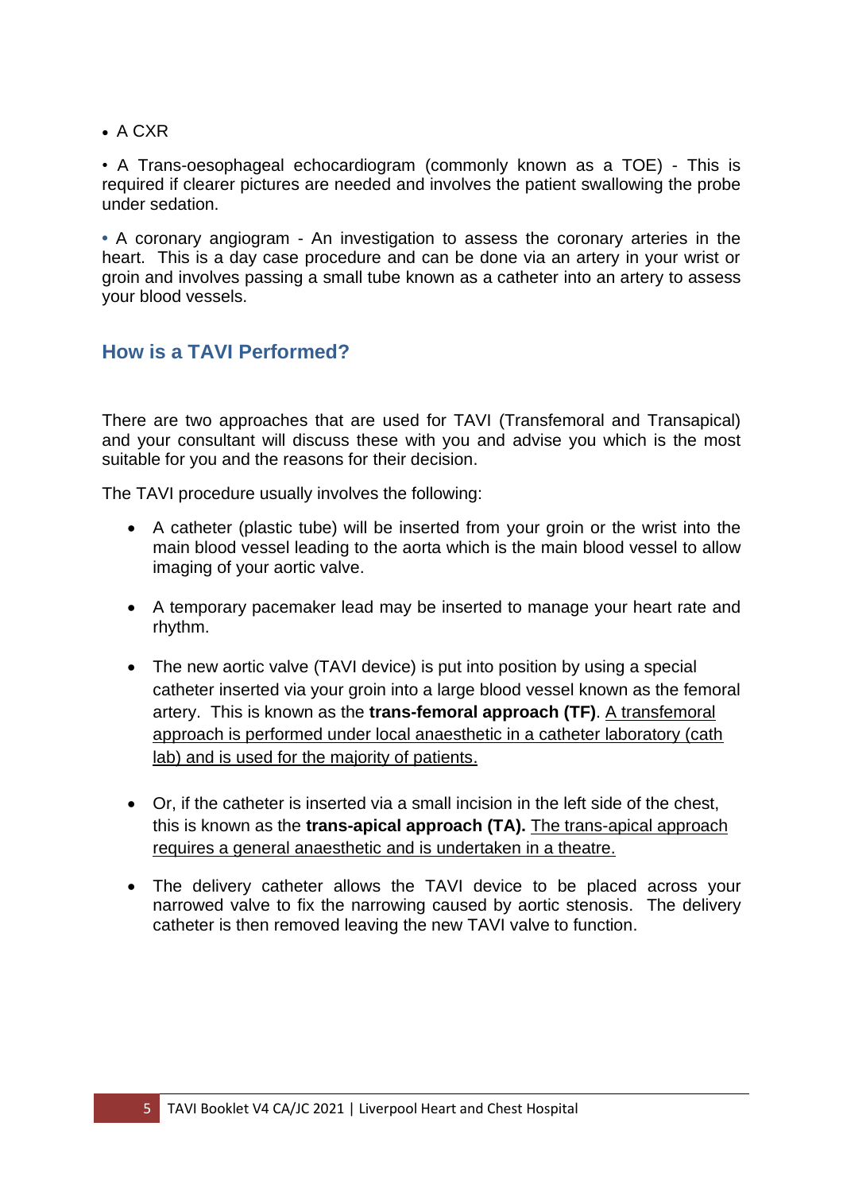- A CXR

- A Trans-oesophageal echocardiogram (commonly known as a TOE) - This is required if clearer pictures are needed and involves the patient swallowing the probe under sedation.

- A coronary angiogram - An investigation to assess the coronary arteries in the heart. This is a day case procedure and can be done via an artery in your wrist or groin and involves passing a small tube known as a catheter into an artery to assess your blood vessels.

## How is a TAVI Performed?

There are two approaches that are used for TAVI (Transfemoral and Transapical) and your consultant will discuss these with you and advise you which is the most suitable for you and the reasons for their decision.

The TAVI procedure usually involves the following:

- A catheter (plastic tube) will be inserted from your groin or the wrist into the main blood vessel leading to the aorta which is the main blood vessel to allow imaging of your aortic valve.

- A temporary pacemaker lead may be inserted to manage your heart rate and rhythm.

- The new aortic valve (TAVI device) is put into position by using a special catheter inserted via your groin into a large blood vessel known as the femoral artery. This is known as the **trans-femoral approach (TF)**. <u>A transfemoral approach is performed under local anaesthetic in a catheter laboratory (cath lab) and is used for the majority of patients.</u>

- Or, if the catheter is inserted via a small incision in the left side of the chest, this is known as the **trans-apical approach (TA).** <u>The trans-apical approach requires a general anaesthetic and is undertaken in a theatre.</u>

- The delivery catheter allows the TAVI device to be placed across your narrowed valve to fix the narrowing caused by aortic stenosis. The delivery catheter is then removed leaving the new TAVI valve to function.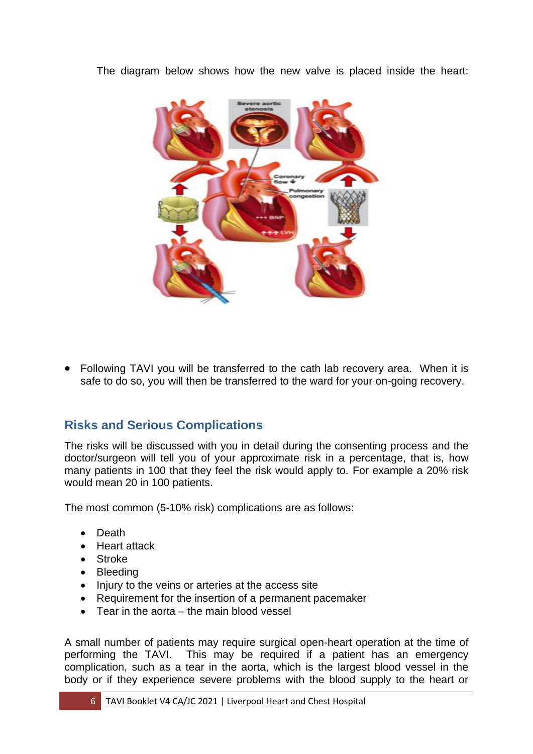The diagram below shows how the new valve is placed inside the heart:

- Following TAVI you will be transferred to the cath lab recovery area. When it is safe to do so, you will then be transferred to the ward for your on-going recovery.

## Risks and Serious Complications

The risks will be discussed with you in detail during the consenting process and the doctor/surgeon will tell you of your approximate risk in a percentage, that is, how many patients in 100 that they feel the risk would apply to. For example a 20% risk would mean 20 in 100 patients.

The most common (5-10% risk) complications are as follows:

- Death
- Heart attack
- Stroke
- Bleeding
- Injury to the veins or arteries at the access site
- Requirement for the insertion of a permanent pacemaker
- Tear in the aorta – the main blood vessel

A small number of patients may require surgical open-heart operation at the time of performing the TAVI. This may be required if a patient has an emergency complication, such as a tear in the aorta, which is the largest blood vessel in the body or if they experience severe problems with the blood supply to the heart or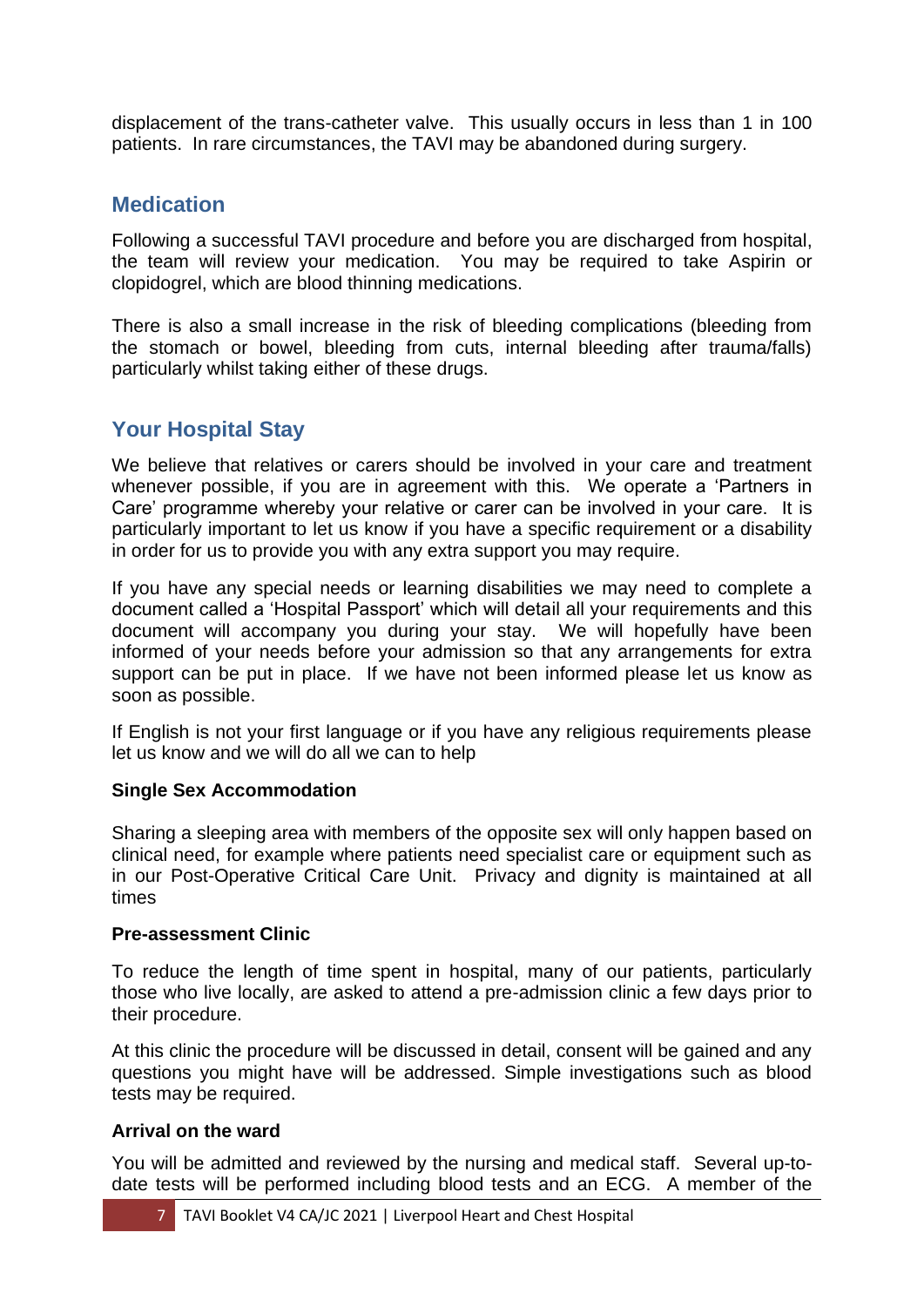displacement of the trans-catheter valve. This usually occurs in less than 1 in 100 patients. In rare circumstances, the TAVI may be abandoned during surgery.

## Medication

Following a successful TAVI procedure and before you are discharged from hospital, the team will review your medication. You may be required to take Aspirin or clopidogrel, which are blood thinning medications.

There is also a small increase in the risk of bleeding complications (bleeding from the stomach or bowel, bleeding from cuts, internal bleeding after trauma/falls) particularly whilst taking either of these drugs.

## Your Hospital Stay

We believe that relatives or carers should be involved in your care and treatment whenever possible, if you are in agreement with this. We operate a 'Partners in Care' programme whereby your relative or carer can be involved in your care. It is particularly important to let us know if you have a specific requirement or a disability in order for us to provide you with any extra support you may require.

If you have any special needs or learning disabilities we may need to complete a document called a 'Hospital Passport' which will detail all your requirements and this document will accompany you during your stay. We will hopefully have been informed of your needs before your admission so that any arrangements for extra support can be put in place. If we have not been informed please let us know as soon as possible.

If English is not your first language or if you have any religious requirements please let us know and we will do all we can to help

**Single Sex Accommodation**

Sharing a sleeping area with members of the opposite sex will only happen based on clinical need, for example where patients need specialist care or equipment such as in our Post-Operative Critical Care Unit. Privacy and dignity is maintained at all times

**Pre-assessment Clinic**

To reduce the length of time spent in hospital, many of our patients, particularly those who live locally, are asked to attend a pre-admission clinic a few days prior to their procedure.

At this clinic the procedure will be discussed in detail, consent will be gained and any questions you might have will be addressed. Simple investigations such as blood tests may be required.

**Arrival on the ward**

You will be admitted and reviewed by the nursing and medical staff. Several up-to-date tests will be performed including blood tests and an ECG. A member of the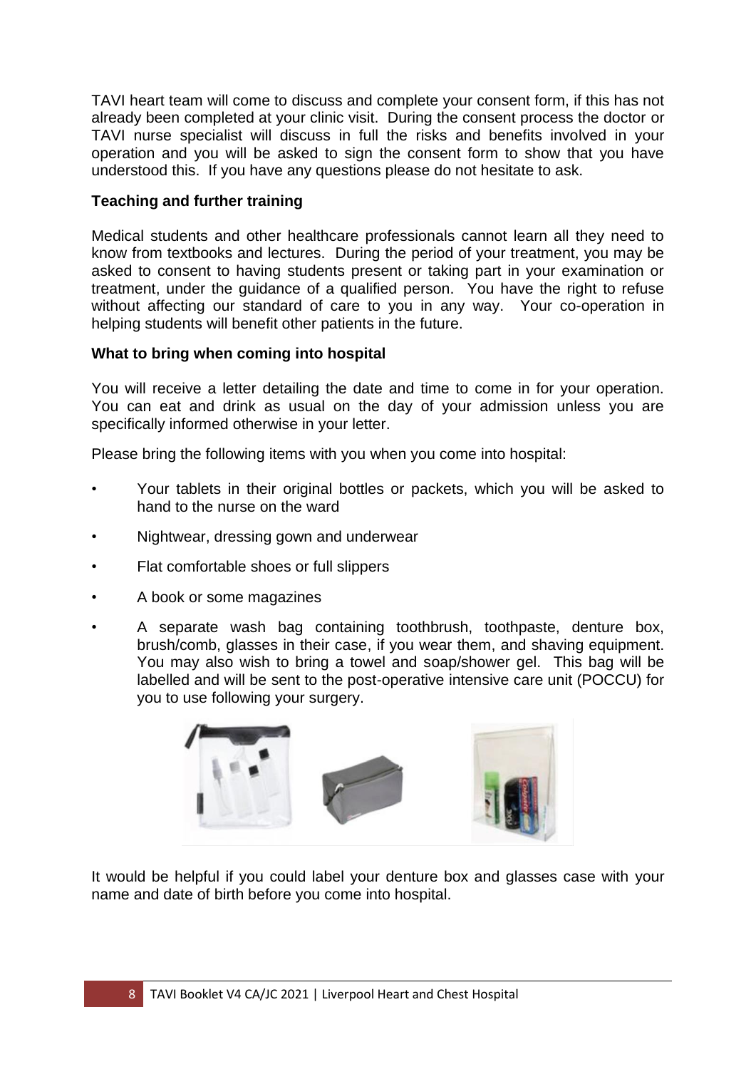TAVI heart team will come to discuss and complete your consent form, if this has not already been completed at your clinic visit. During the consent process the doctor or TAVI nurse specialist will discuss in full the risks and benefits involved in your operation and you will be asked to sign the consent form to show that you have understood this. If you have any questions please do not hesitate to ask.

**Teaching and further training**

Medical students and other healthcare professionals cannot learn all they need to know from textbooks and lectures. During the period of your treatment, you may be asked to consent to having students present or taking part in your examination or treatment, under the guidance of a qualified person. You have the right to refuse without affecting our standard of care to you in any way. Your co-operation in helping students will benefit other patients in the future.

**What to bring when coming into hospital**

You will receive a letter detailing the date and time to come in for your operation. You can eat and drink as usual on the day of your admission unless you are specifically informed otherwise in your letter.

Please bring the following items with you when you come into hospital:

- Your tablets in their original bottles or packets, which you will be asked to hand to the nurse on the ward
- Nightwear, dressing gown and underwear
- Flat comfortable shoes or full slippers
- A book or some magazines
- A separate wash bag containing toothbrush, toothpaste, denture box, brush/comb, glasses in their case, if you wear them, and shaving equipment. You may also wish to bring a towel and soap/shower gel. This bag will be labelled and will be sent to the post-operative intensive care unit (POCCU) for you to use following your surgery.

It would be helpful if you could label your denture box and glasses case with your name and date of birth before you come into hospital.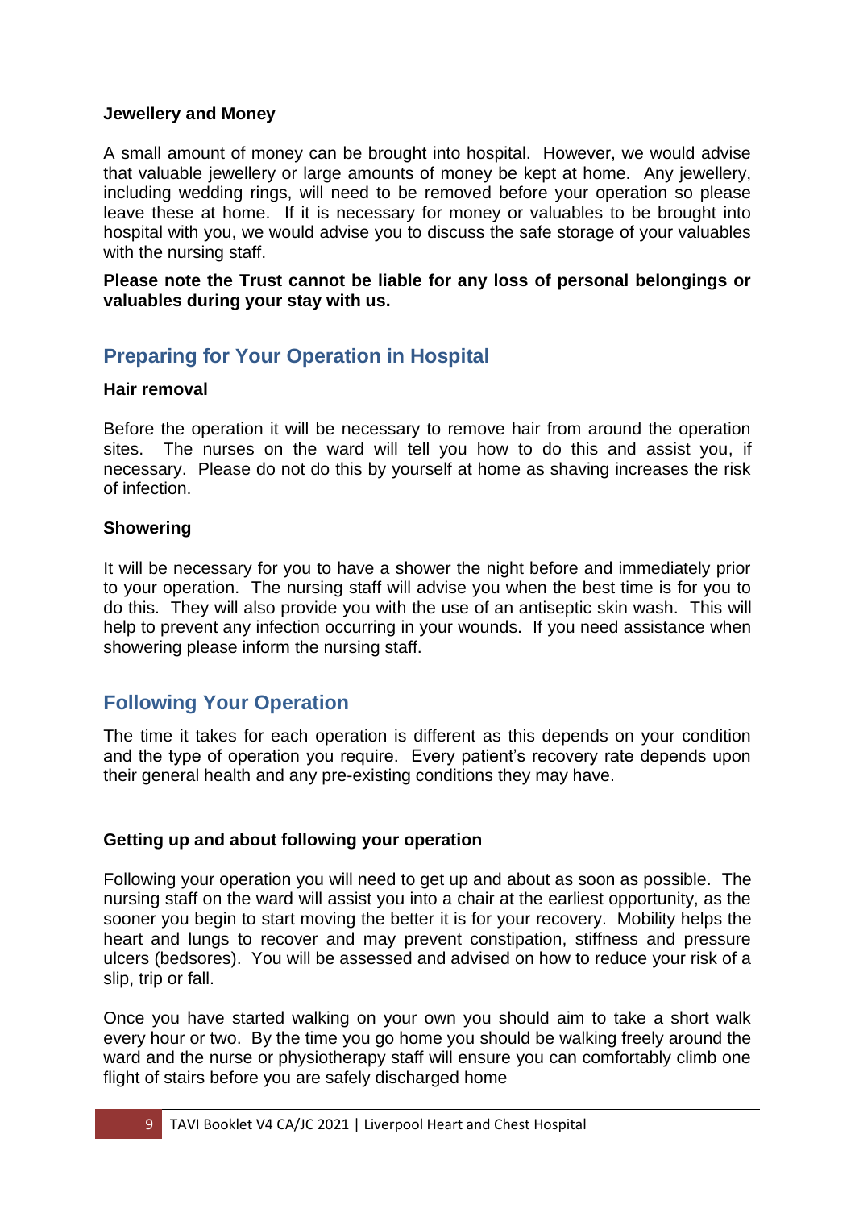**Jewellery and Money**

A small amount of money can be brought into hospital. However, we would advise that valuable jewellery or large amounts of money be kept at home. Any jewellery, including wedding rings, will need to be removed before your operation so please leave these at home. If it is necessary for money or valuables to be brought into hospital with you, we would advise you to discuss the safe storage of your valuables with the nursing staff.

**Please note the Trust cannot be liable for any loss of personal belongings or valuables during your stay with us.**

## Preparing for Your Operation in Hospital

**Hair removal**

Before the operation it will be necessary to remove hair from around the operation sites. The nurses on the ward will tell you how to do this and assist you, if necessary. Please do not do this by yourself at home as shaving increases the risk of infection.

**Showering**

It will be necessary for you to have a shower the night before and immediately prior to your operation. The nursing staff will advise you when the best time is for you to do this. They will also provide you with the use of an antiseptic skin wash. This will help to prevent any infection occurring in your wounds. If you need assistance when showering please inform the nursing staff.

## Following Your Operation

The time it takes for each operation is different as this depends on your condition and the type of operation you require. Every patient's recovery rate depends upon their general health and any pre-existing conditions they may have.

**Getting up and about following your operation**

Following your operation you will need to get up and about as soon as possible. The nursing staff on the ward will assist you into a chair at the earliest opportunity, as the sooner you begin to start moving the better it is for your recovery. Mobility helps the heart and lungs to recover and may prevent constipation, stiffness and pressure ulcers (bedsores). You will be assessed and advised on how to reduce your risk of a slip, trip or fall.

Once you have started walking on your own you should aim to take a short walk every hour or two. By the time you go home you should be walking freely around the ward and the nurse or physiotherapy staff will ensure you can comfortably climb one flight of stairs before you are safely discharged home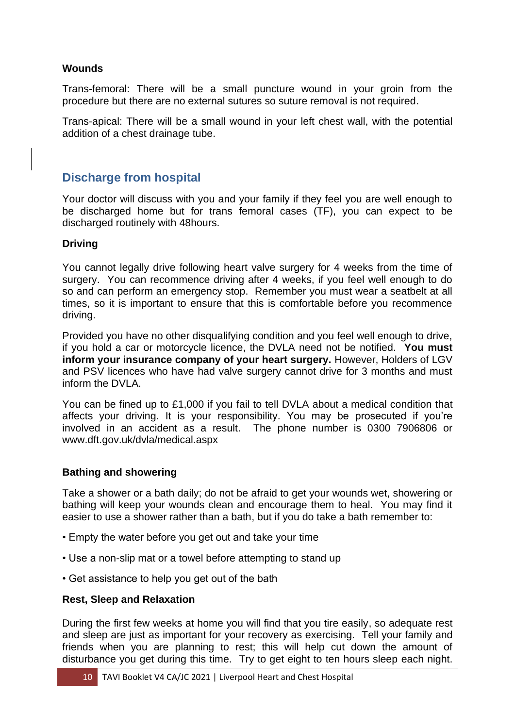**Wounds**

Trans-femoral: There will be a small puncture wound in your groin from the procedure but there are no external sutures so suture removal is not required.

Trans-apical: There will be a small wound in your left chest wall, with the potential addition of a chest drainage tube.

## Discharge from hospital

Your doctor will discuss with you and your family if they feel you are well enough to be discharged home but for trans femoral cases (TF), you can expect to be discharged routinely with 48hours.

**Driving**

You cannot legally drive following heart valve surgery for 4 weeks from the time of surgery. You can recommence driving after 4 weeks, if you feel well enough to do so and can perform an emergency stop. Remember you must wear a seatbelt at all times, so it is important to ensure that this is comfortable before you recommence driving.

Provided you have no other disqualifying condition and you feel well enough to drive, if you hold a car or motorcycle licence, the DVLA need not be notified. **You must inform your insurance company of your heart surgery.** However, Holders of LGV and PSV licences who have had valve surgery cannot drive for 3 months and must inform the DVLA.

You can be fined up to £1,000 if you fail to tell DVLA about a medical condition that affects your driving. It is your responsibility. You may be prosecuted if you're involved in an accident as a result. The phone number is 0300 7906806 or www.dft.gov.uk/dvla/medical.aspx

**Bathing and showering**

Take a shower or a bath daily; do not be afraid to get your wounds wet, showering or bathing will keep your wounds clean and encourage them to heal. You may find it easier to use a shower rather than a bath, but if you do take a bath remember to:

- Empty the water before you get out and take your time
- Use a non-slip mat or a towel before attempting to stand up
- Get assistance to help you get out of the bath

**Rest, Sleep and Relaxation**

During the first few weeks at home you will find that you tire easily, so adequate rest and sleep are just as important for your recovery as exercising. Tell your family and friends when you are planning to rest; this will help cut down the amount of disturbance you get during this time. Try to get eight to ten hours sleep each night.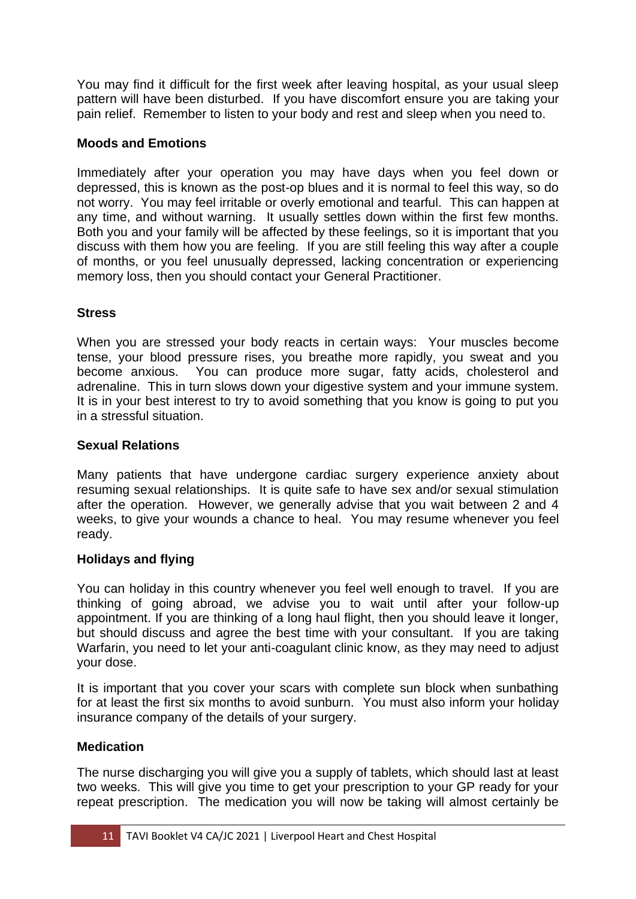You may find it difficult for the first week after leaving hospital, as your usual sleep pattern will have been disturbed. If you have discomfort ensure you are taking your pain relief. Remember to listen to your body and rest and sleep when you need to.

**Moods and Emotions**

Immediately after your operation you may have days when you feel down or depressed, this is known as the post-op blues and it is normal to feel this way, so do not worry. You may feel irritable or overly emotional and tearful. This can happen at any time, and without warning. It usually settles down within the first few months. Both you and your family will be affected by these feelings, so it is important that you discuss with them how you are feeling. If you are still feeling this way after a couple of months, or you feel unusually depressed, lacking concentration or experiencing memory loss, then you should contact your General Practitioner.

**Stress**

When you are stressed your body reacts in certain ways: Your muscles become tense, your blood pressure rises, you breathe more rapidly, you sweat and you become anxious. You can produce more sugar, fatty acids, cholesterol and adrenaline. This in turn slows down your digestive system and your immune system. It is in your best interest to try to avoid something that you know is going to put you in a stressful situation.

**Sexual Relations**

Many patients that have undergone cardiac surgery experience anxiety about resuming sexual relationships. It is quite safe to have sex and/or sexual stimulation after the operation. However, we generally advise that you wait between 2 and 4 weeks, to give your wounds a chance to heal. You may resume whenever you feel ready.

**Holidays and flying**

You can holiday in this country whenever you feel well enough to travel. If you are thinking of going abroad, we advise you to wait until after your follow-up appointment. If you are thinking of a long haul flight, then you should leave it longer, but should discuss and agree the best time with your consultant. If you are taking Warfarin, you need to let your anti-coagulant clinic know, as they may need to adjust your dose.

It is important that you cover your scars with complete sun block when sunbathing for at least the first six months to avoid sunburn. You must also inform your holiday insurance company of the details of your surgery.

**Medication**

The nurse discharging you will give you a supply of tablets, which should last at least two weeks. This will give you time to get your prescription to your GP ready for your repeat prescription. The medication you will now be taking will almost certainly be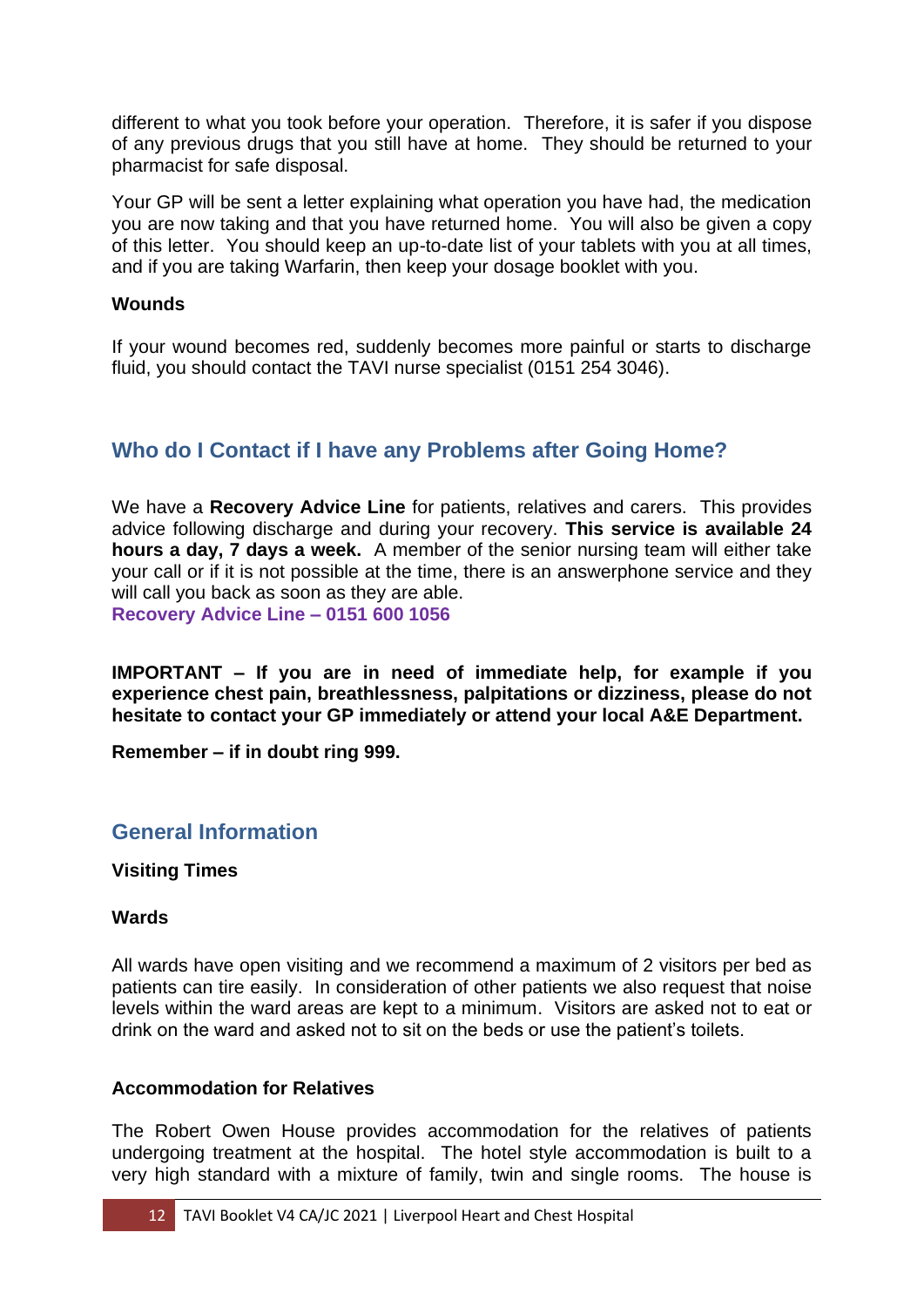different to what you took before your operation. Therefore, it is safer if you dispose of any previous drugs that you still have at home. They should be returned to your pharmacist for safe disposal.

Your GP will be sent a letter explaining what operation you have had, the medication you are now taking and that you have returned home. You will also be given a copy of this letter. You should keep an up-to-date list of your tablets with you at all times, and if you are taking Warfarin, then keep your dosage booklet with you.

**Wounds**

If your wound becomes red, suddenly becomes more painful or starts to discharge fluid, you should contact the TAVI nurse specialist (0151 254 3046).

## Who do I Contact if I have any Problems after Going Home?

We have a **Recovery Advice Line** for patients, relatives and carers. This provides advice following discharge and during your recovery. **This service is available 24 hours a day, 7 days a week.** A member of the senior nursing team will either take your call or if it is not possible at the time, there is an answerphone service and they will call you back as soon as they are able.
**Recovery Advice Line – 0151 600 1056**

**IMPORTANT – If you are in need of immediate help, for example if you experience chest pain, breathlessness, palpitations or dizziness, please do not hesitate to contact your GP immediately or attend your local A&E Department.**

**Remember – if in doubt ring 999.**

## General Information

**Visiting Times**

**Wards**

All wards have open visiting and we recommend a maximum of 2 visitors per bed as patients can tire easily. In consideration of other patients we also request that noise levels within the ward areas are kept to a minimum. Visitors are asked not to eat or drink on the ward and asked not to sit on the beds or use the patient's toilets.

**Accommodation for Relatives**

The Robert Owen House provides accommodation for the relatives of patients undergoing treatment at the hospital. The hotel style accommodation is built to a very high standard with a mixture of family, twin and single rooms. The house is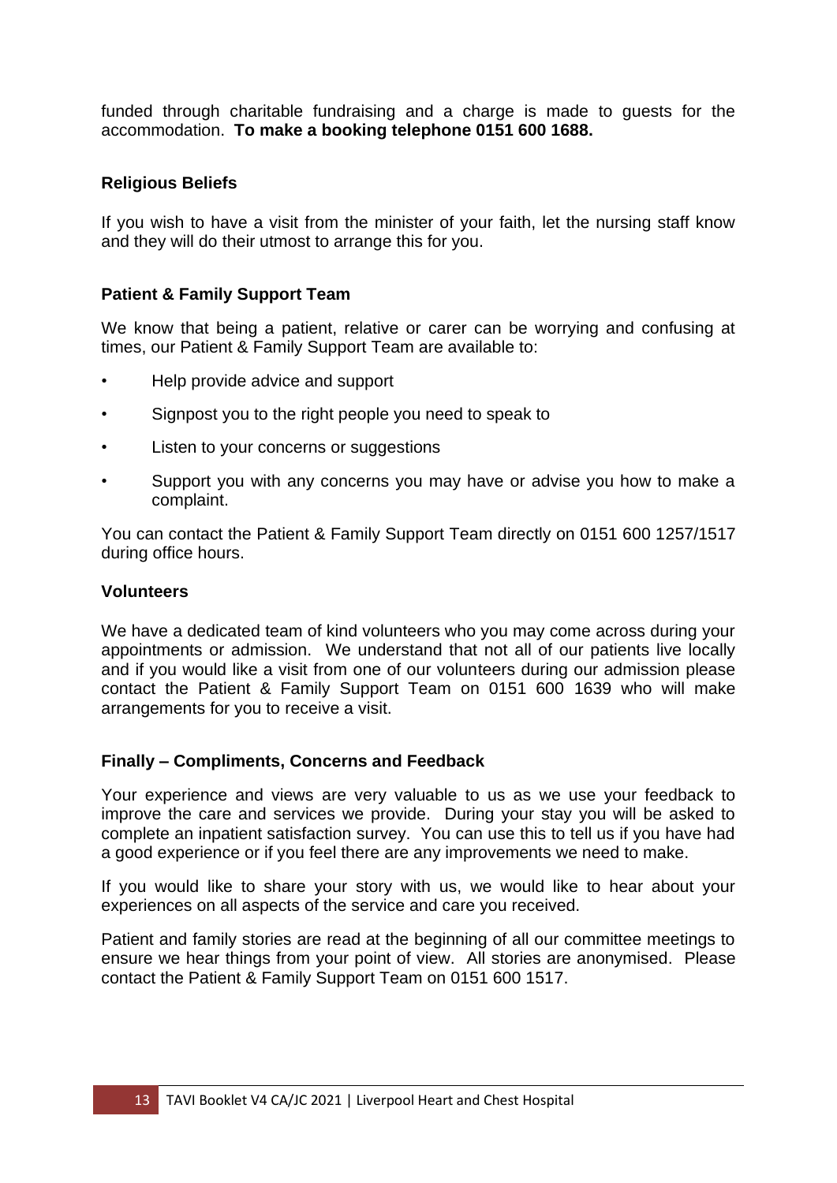funded through charitable fundraising and a charge is made to guests for the accommodation. **To make a booking telephone 0151 600 1688.**

### Religious Beliefs

If you wish to have a visit from the minister of your faith, let the nursing staff know and they will do their utmost to arrange this for you.

### Patient & Family Support Team

We know that being a patient, relative or carer can be worrying and confusing at times, our Patient & Family Support Team are available to:

- Help provide advice and support
- Signpost you to the right people you need to speak to
- Listen to your concerns or suggestions
- Support you with any concerns you may have or advise you how to make a complaint.

You can contact the Patient & Family Support Team directly on 0151 600 1257/1517 during office hours.

### Volunteers

We have a dedicated team of kind volunteers who you may come across during your appointments or admission. We understand that not all of our patients live locally and if you would like a visit from one of our volunteers during our admission please contact the Patient & Family Support Team on 0151 600 1639 who will make arrangements for you to receive a visit.

### Finally – Compliments, Concerns and Feedback

Your experience and views are very valuable to us as we use your feedback to improve the care and services we provide. During your stay you will be asked to complete an inpatient satisfaction survey. You can use this to tell us if you have had a good experience or if you feel there are any improvements we need to make.

If you would like to share your story with us, we would like to hear about your experiences on all aspects of the service and care you received.

Patient and family stories are read at the beginning of all our committee meetings to ensure we hear things from your point of view. All stories are anonymised. Please contact the Patient & Family Support Team on 0151 600 1517.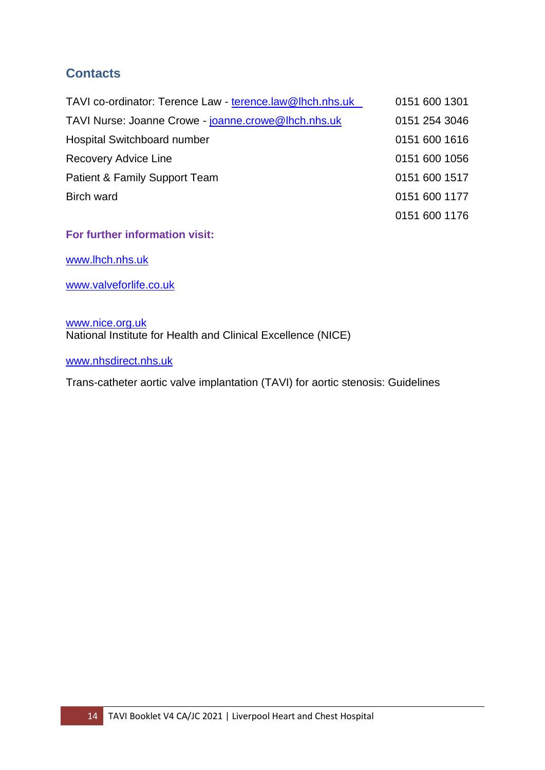## Contacts

| | |
|---|---|
| TAVI co-ordinator: Terence Law - terence.law@lhch.nhs.uk | 0151 600 1301 |
| TAVI Nurse: Joanne Crowe - joanne.crowe@lhch.nhs.uk | 0151 254 3046 |
| Hospital Switchboard number | 0151 600 1616 |
| Recovery Advice Line | 0151 600 1056 |
| Patient & Family Support Team | 0151 600 1517 |
| Birch ward | 0151 600 1177 |
| | 0151 600 1176 |

**For further information visit:**

www.lhch.nhs.uk

www.valveforlife.co.uk

www.nice.org.uk
National Institute for Health and Clinical Excellence (NICE)

www.nhsdirect.nhs.uk

Trans-catheter aortic valve implantation (TAVI) for aortic stenosis: Guidelines